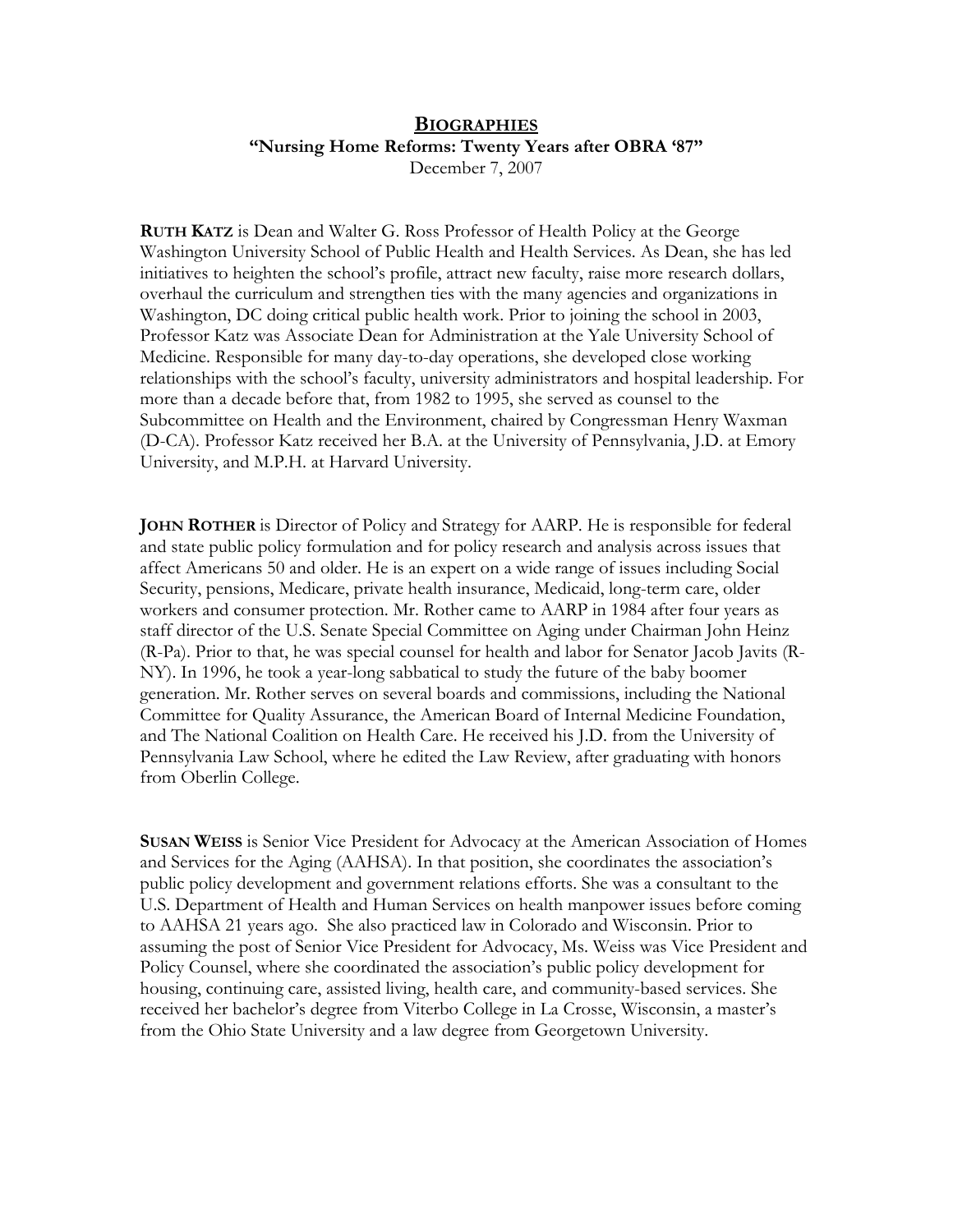# BIOGRAPHIES

**"Nursing Home Reforms: Twenty Years after OBRA '87"**

December 7, 2007

**RUTH KATZ** is Dean and Walter G. Ross Professor of Health Policy at the George Washington University School of Public Health and Health Services. As Dean, she has led initiatives to heighten the school's profile, attract new faculty, raise more research dollars, overhaul the curriculum and strengthen ties with the many agencies and organizations in Washington, DC doing critical public health work. Prior to joining the school in 2003, Professor Katz was Associate Dean for Administration at the Yale University School of Medicine. Responsible for many day-to-day operations, she developed close working relationships with the school's faculty, university administrators and hospital leadership. For more than a decade before that, from 1982 to 1995, she served as counsel to the Subcommittee on Health and the Environment, chaired by Congressman Henry Waxman (D-CA). Professor Katz received her B.A. at the University of Pennsylvania, J.D. at Emory University, and M.P.H. at Harvard University.

**JOHN ROTHER** is Director of Policy and Strategy for AARP. He is responsible for federal and state public policy formulation and for policy research and analysis across issues that affect Americans 50 and older. He is an expert on a wide range of issues including Social Security, pensions, Medicare, private health insurance, Medicaid, long-term care, older workers and consumer protection. Mr. Rother came to AARP in 1984 after four years as staff director of the U.S. Senate Special Committee on Aging under Chairman John Heinz (R-Pa). Prior to that, he was special counsel for health and labor for Senator Jacob Javits (R-NY). In 1996, he took a year-long sabbatical to study the future of the baby boomer generation. Mr. Rother serves on several boards and commissions, including the National Committee for Quality Assurance, the American Board of Internal Medicine Foundation, and The National Coalition on Health Care. He received his J.D. from the University of Pennsylvania Law School, where he edited the Law Review, after graduating with honors from Oberlin College.

**SUSAN WEISS** is Senior Vice President for Advocacy at the American Association of Homes and Services for the Aging (AAHSA). In that position, she coordinates the association's public policy development and government relations efforts. She was a consultant to the U.S. Department of Health and Human Services on health manpower issues before coming to AAHSA 21 years ago. She also practiced law in Colorado and Wisconsin. Prior to assuming the post of Senior Vice President for Advocacy, Ms. Weiss was Vice President and Policy Counsel, where she coordinated the association's public policy development for housing, continuing care, assisted living, health care, and community-based services. She received her bachelor's degree from Viterbo College in La Crosse, Wisconsin, a master's from the Ohio State University and a law degree from Georgetown University.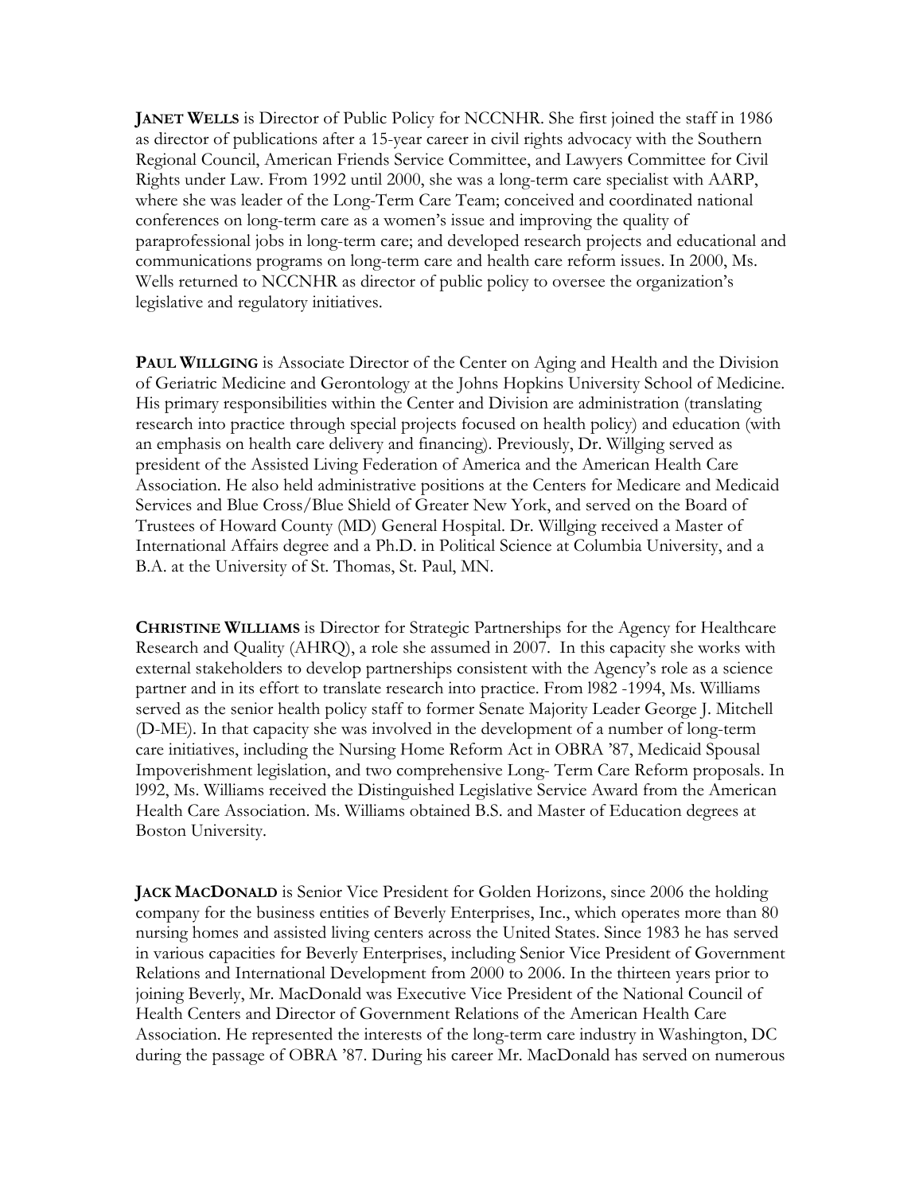**JANET WELLS** is Director of Public Policy for NCCNHR. She first joined the staff in 1986 as director of publications after a 15-year career in civil rights advocacy with the Southern Regional Council, American Friends Service Committee, and Lawyers Committee for Civil Rights under Law. From 1992 until 2000, she was a long-term care specialist with AARP, where she was leader of the Long-Term Care Team; conceived and coordinated national conferences on long-term care as a women's issue and improving the quality of paraprofessional jobs in long-term care; and developed research projects and educational and communications programs on long-term care and health care reform issues. In 2000, Ms. Wells returned to NCCNHR as director of public policy to oversee the organization's legislative and regulatory initiatives.

**PAUL WILLGING** is Associate Director of the Center on Aging and Health and the Division of Geriatric Medicine and Gerontology at the Johns Hopkins University School of Medicine. His primary responsibilities within the Center and Division are administration (translating research into practice through special projects focused on health policy) and education (with an emphasis on health care delivery and financing). Previously, Dr. Willging served as president of the Assisted Living Federation of America and the American Health Care Association. He also held administrative positions at the Centers for Medicare and Medicaid Services and Blue Cross/Blue Shield of Greater New York, and served on the Board of Trustees of Howard County (MD) General Hospital. Dr. Willging received a Master of International Affairs degree and a Ph.D. in Political Science at Columbia University, and a B.A. at the University of St. Thomas, St. Paul, MN.

**CHRISTINE WILLIAMS** is Director for Strategic Partnerships for the Agency for Healthcare Research and Quality (AHRQ), a role she assumed in 2007. In this capacity she works with external stakeholders to develop partnerships consistent with the Agency's role as a science partner and in its effort to translate research into practice. From l982 -1994, Ms. Williams served as the senior health policy staff to former Senate Majority Leader George J. Mitchell (D-ME). In that capacity she was involved in the development of a number of long-term care initiatives, including the Nursing Home Reform Act in OBRA '87, Medicaid Spousal Impoverishment legislation, and two comprehensive Long- Term Care Reform proposals. In l992, Ms. Williams received the Distinguished Legislative Service Award from the American Health Care Association. Ms. Williams obtained B.S. and Master of Education degrees at Boston University.

**JACK MACDONALD** is Senior Vice President for Golden Horizons, since 2006 the holding company for the business entities of Beverly Enterprises, Inc., which operates more than 80 nursing homes and assisted living centers across the United States. Since 1983 he has served in various capacities for Beverly Enterprises, including Senior Vice President of Government Relations and International Development from 2000 to 2006. In the thirteen years prior to joining Beverly, Mr. MacDonald was Executive Vice President of the National Council of Health Centers and Director of Government Relations of the American Health Care Association. He represented the interests of the long-term care industry in Washington, DC during the passage of OBRA '87. During his career Mr. MacDonald has served on numerous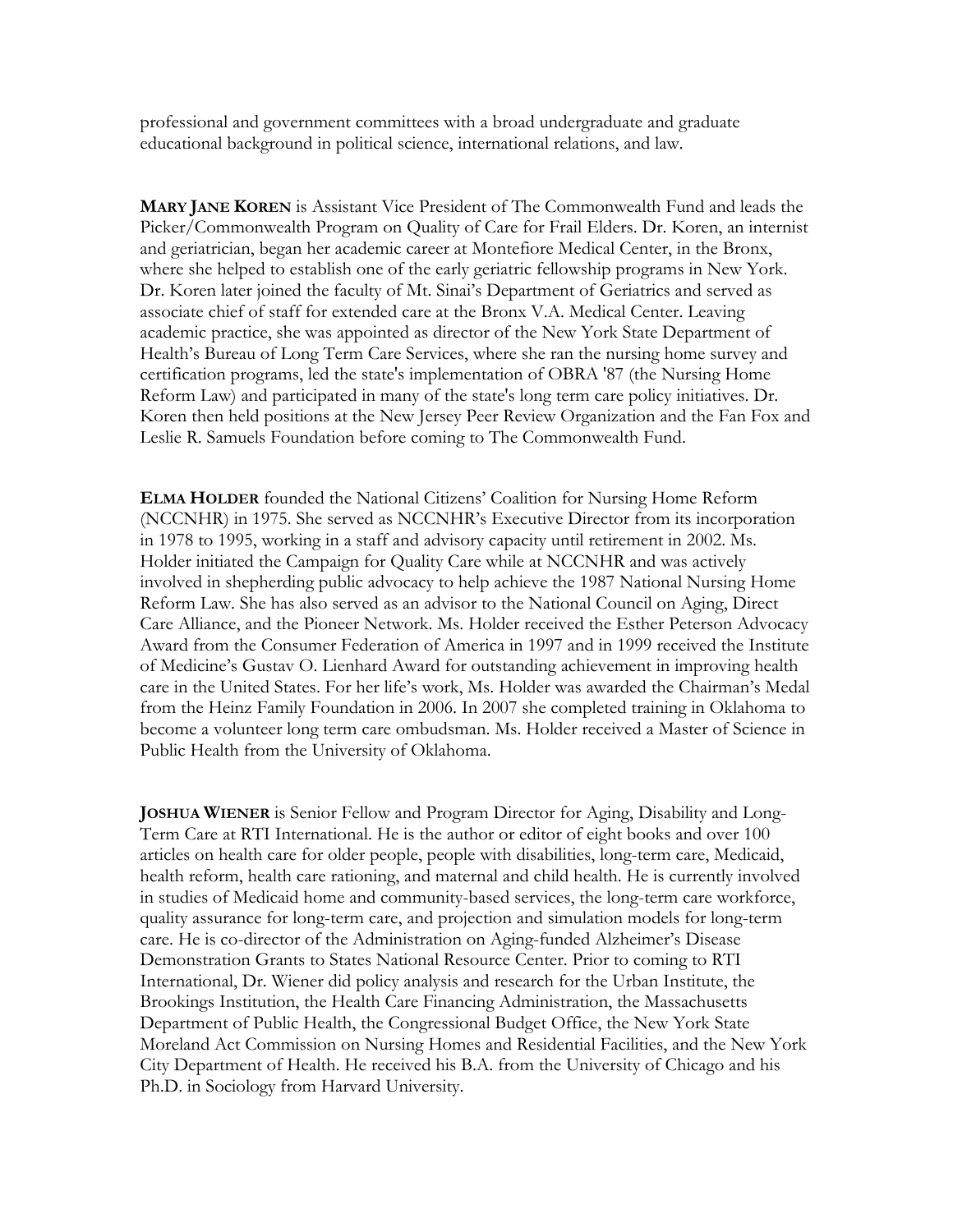professional and government committees with a broad undergraduate and graduate educational background in political science, international relations, and law.

**MARY JANE KOREN** is Assistant Vice President of The Commonwealth Fund and leads the Picker/Commonwealth Program on Quality of Care for Frail Elders. Dr. Koren, an internist and geriatrician, began her academic career at Montefiore Medical Center, in the Bronx, where she helped to establish one of the early geriatric fellowship programs in New York. Dr. Koren later joined the faculty of Mt. Sinai's Department of Geriatrics and served as associate chief of staff for extended care at the Bronx V.A. Medical Center. Leaving academic practice, she was appointed as director of the New York State Department of Health's Bureau of Long Term Care Services, where she ran the nursing home survey and certification programs, led the state's implementation of OBRA '87 (the Nursing Home Reform Law) and participated in many of the state's long term care policy initiatives. Dr. Koren then held positions at the New Jersey Peer Review Organization and the Fan Fox and Leslie R. Samuels Foundation before coming to The Commonwealth Fund.

**ELMA HOLDER** founded the National Citizens' Coalition for Nursing Home Reform (NCCNHR) in 1975. She served as NCCNHR's Executive Director from its incorporation in 1978 to 1995, working in a staff and advisory capacity until retirement in 2002. Ms. Holder initiated the Campaign for Quality Care while at NCCNHR and was actively involved in shepherding public advocacy to help achieve the 1987 National Nursing Home Reform Law. She has also served as an advisor to the National Council on Aging, Direct Care Alliance, and the Pioneer Network. Ms. Holder received the Esther Peterson Advocacy Award from the Consumer Federation of America in 1997 and in 1999 received the Institute of Medicine's Gustav O. Lienhard Award for outstanding achievement in improving health care in the United States. For her life's work, Ms. Holder was awarded the Chairman's Medal from the Heinz Family Foundation in 2006. In 2007 she completed training in Oklahoma to become a volunteer long term care ombudsman. Ms. Holder received a Master of Science in Public Health from the University of Oklahoma.

**JOSHUA WIENER** is Senior Fellow and Program Director for Aging, Disability and Long-Term Care at RTI International. He is the author or editor of eight books and over 100 articles on health care for older people, people with disabilities, long-term care, Medicaid, health reform, health care rationing, and maternal and child health. He is currently involved in studies of Medicaid home and community-based services, the long-term care workforce, quality assurance for long-term care, and projection and simulation models for long-term care. He is co-director of the Administration on Aging-funded Alzheimer's Disease Demonstration Grants to States National Resource Center. Prior to coming to RTI International, Dr. Wiener did policy analysis and research for the Urban Institute, the Brookings Institution, the Health Care Financing Administration, the Massachusetts Department of Public Health, the Congressional Budget Office, the New York State Moreland Act Commission on Nursing Homes and Residential Facilities, and the New York City Department of Health. He received his B.A. from the University of Chicago and his Ph.D. in Sociology from Harvard University.